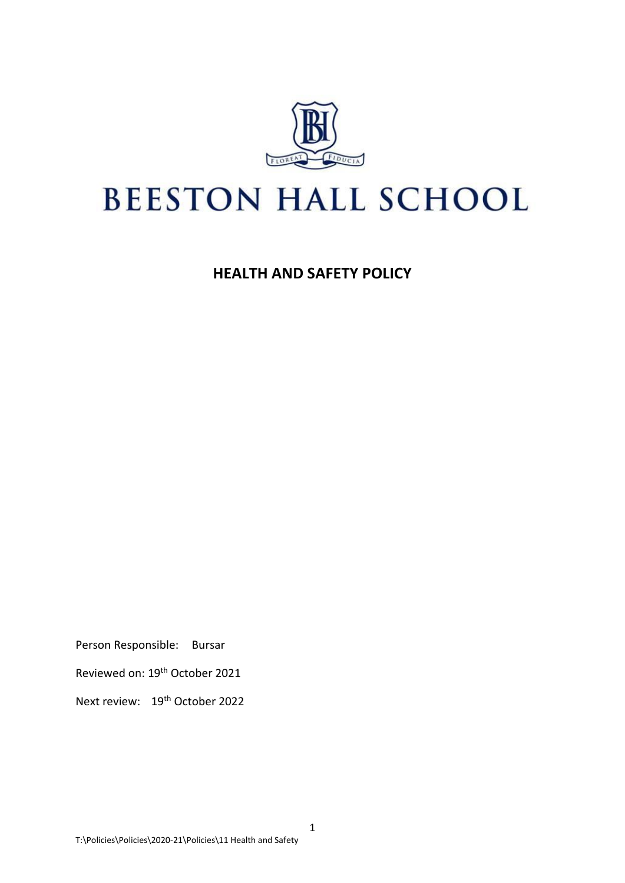# BEESTON HALL SCHOOL

## HEALTH AND SAFETY POLICY

Person Responsible: Bursar

Reviewed on: 19th October 2021

Next review: 19th October 2022

T:\Policies\Policies\2020-21\Policies\11 Health and Safety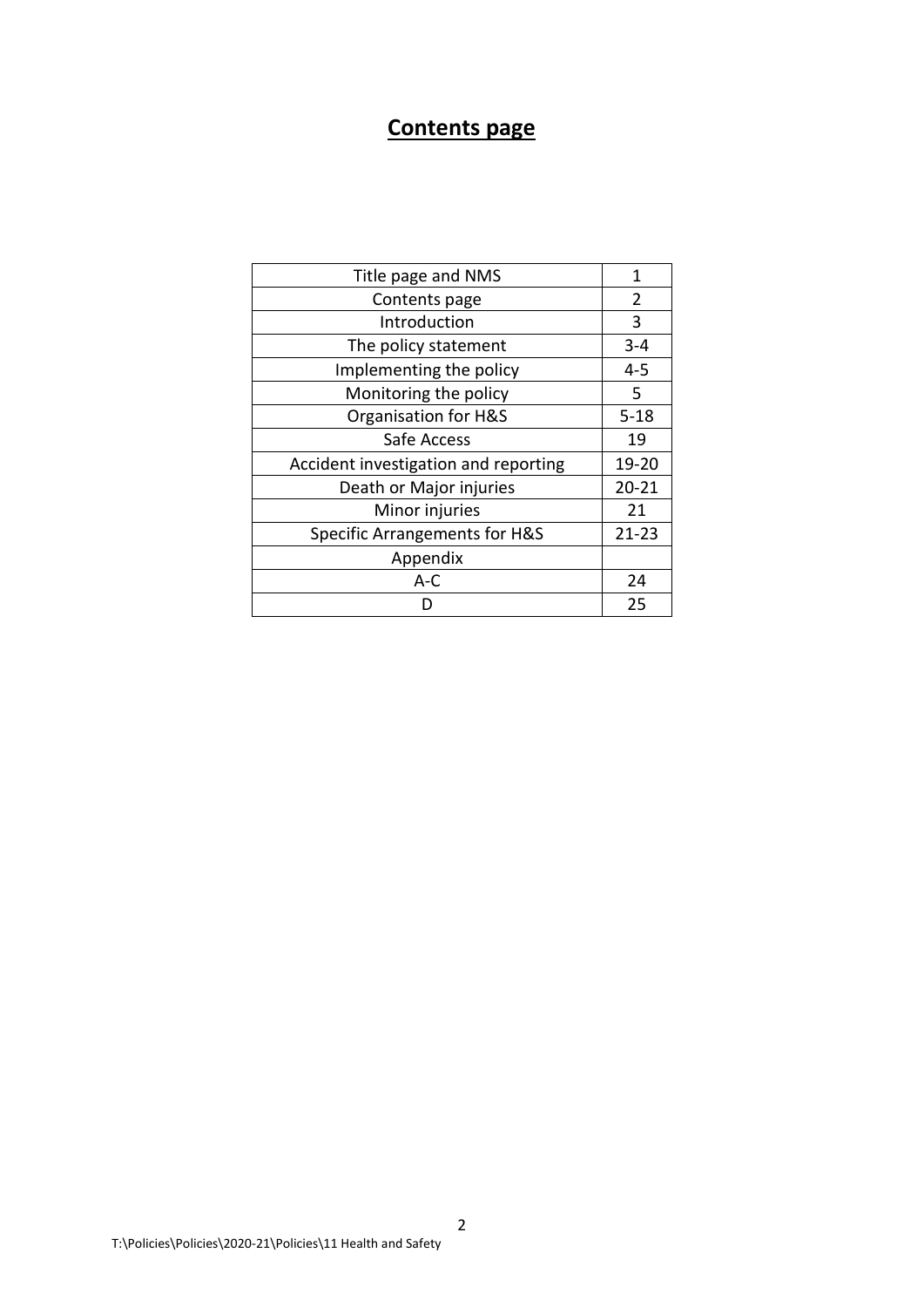# Contents page

| Title page and NMS | 1 |
|---|---|
| Contents page | 2 |
| Introduction | 3 |
| The policy statement | 3-4 |
| Implementing the policy | 4-5 |
| Monitoring the policy | 5 |
| Organisation for H&S | 5-18 |
| Safe Access | 19 |
| Accident investigation and reporting | 19-20 |
| Death or Major injuries | 20-21 |
| Minor injuries | 21 |
| Specific Arrangements for H&S | 21-23 |
| Appendix | |
| A-C | 24 |
| D | 25 |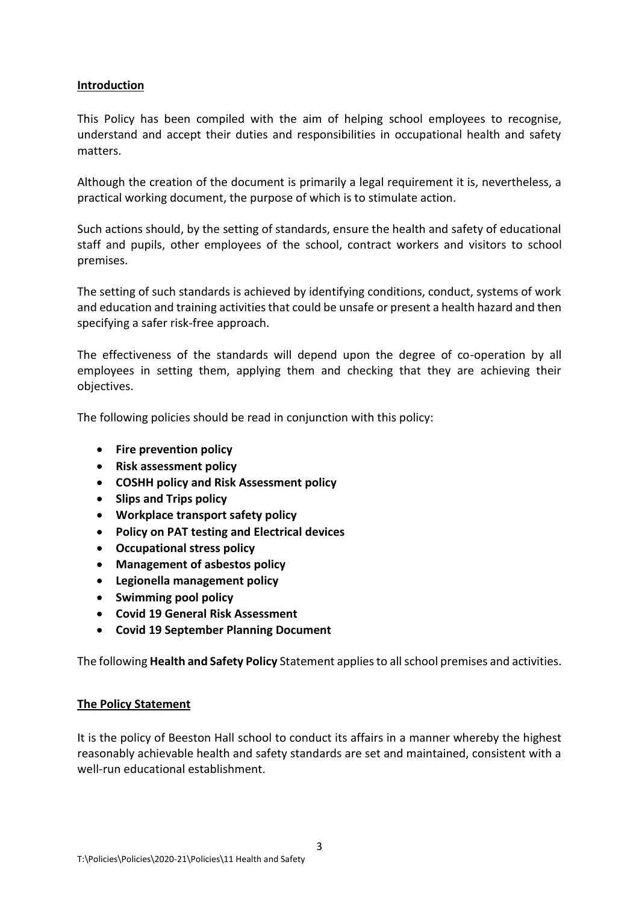## Introduction

This Policy has been compiled with the aim of helping school employees to recognise, understand and accept their duties and responsibilities in occupational health and safety matters.

Although the creation of the document is primarily a legal requirement it is, nevertheless, a practical working document, the purpose of which is to stimulate action.

Such actions should, by the setting of standards, ensure the health and safety of educational staff and pupils, other employees of the school, contract workers and visitors to school premises.

The setting of such standards is achieved by identifying conditions, conduct, systems of work and education and training activities that could be unsafe or present a health hazard and then specifying a safer risk-free approach.

The effectiveness of the standards will depend upon the degree of co-operation by all employees in setting them, applying them and checking that they are achieving their objectives.

The following policies should be read in conjunction with this policy:

- **Fire prevention policy**
- **Risk assessment policy**
- **COSHH policy and Risk Assessment policy**
- **Slips and Trips policy**
- **Workplace transport safety policy**
- **Policy on PAT testing and Electrical devices**
- **Occupational stress policy**
- **Management of asbestos policy**
- **Legionella management policy**
- **Swimming pool policy**
- **Covid 19 General Risk Assessment**
- **Covid 19 September Planning Document**

The following **Health and Safety Policy** Statement applies to all school premises and activities.

## The Policy Statement

It is the policy of Beeston Hall school to conduct its affairs in a manner whereby the highest reasonably achievable health and safety standards are set and maintained, consistent with a well-run educational establishment.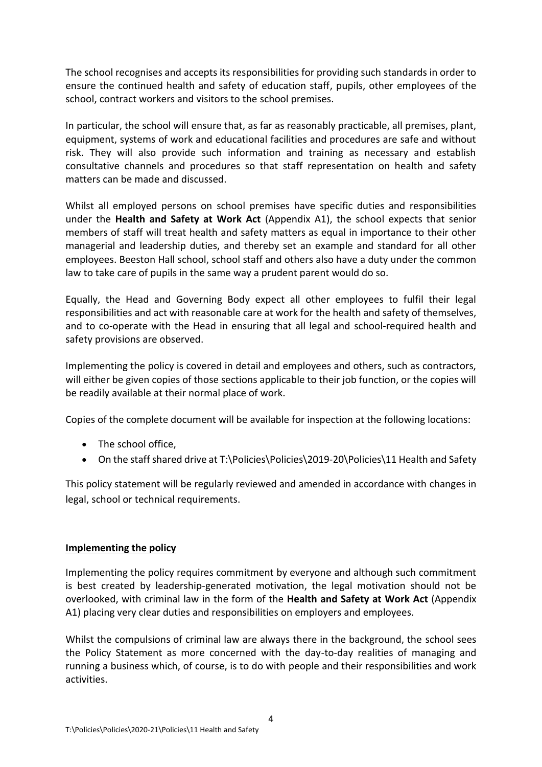The school recognises and accepts its responsibilities for providing such standards in order to ensure the continued health and safety of education staff, pupils, other employees of the school, contract workers and visitors to the school premises.

In particular, the school will ensure that, as far as reasonably practicable, all premises, plant, equipment, systems of work and educational facilities and procedures are safe and without risk. They will also provide such information and training as necessary and establish consultative channels and procedures so that staff representation on health and safety matters can be made and discussed.

Whilst all employed persons on school premises have specific duties and responsibilities under the **Health and Safety at Work Act** (Appendix A1), the school expects that senior members of staff will treat health and safety matters as equal in importance to their other managerial and leadership duties, and thereby set an example and standard for all other employees. Beeston Hall school, school staff and others also have a duty under the common law to take care of pupils in the same way a prudent parent would do so.

Equally, the Head and Governing Body expect all other employees to fulfil their legal responsibilities and act with reasonable care at work for the health and safety of themselves, and to co-operate with the Head in ensuring that all legal and school-required health and safety provisions are observed.

Implementing the policy is covered in detail and employees and others, such as contractors, will either be given copies of those sections applicable to their job function, or the copies will be readily available at their normal place of work.

Copies of the complete document will be available for inspection at the following locations:

- The school office,
- On the staff shared drive at T:\Policies\Policies\2019-20\Policies\11 Health and Safety

This policy statement will be regularly reviewed and amended in accordance with changes in legal, school or technical requirements.

**Implementing the policy**

Implementing the policy requires commitment by everyone and although such commitment is best created by leadership-generated motivation, the legal motivation should not be overlooked, with criminal law in the form of the **Health and Safety at Work Act** (Appendix A1) placing very clear duties and responsibilities on employers and employees.

Whilst the compulsions of criminal law are always there in the background, the school sees the Policy Statement as more concerned with the day-to-day realities of managing and running a business which, of course, is to do with people and their responsibilities and work activities.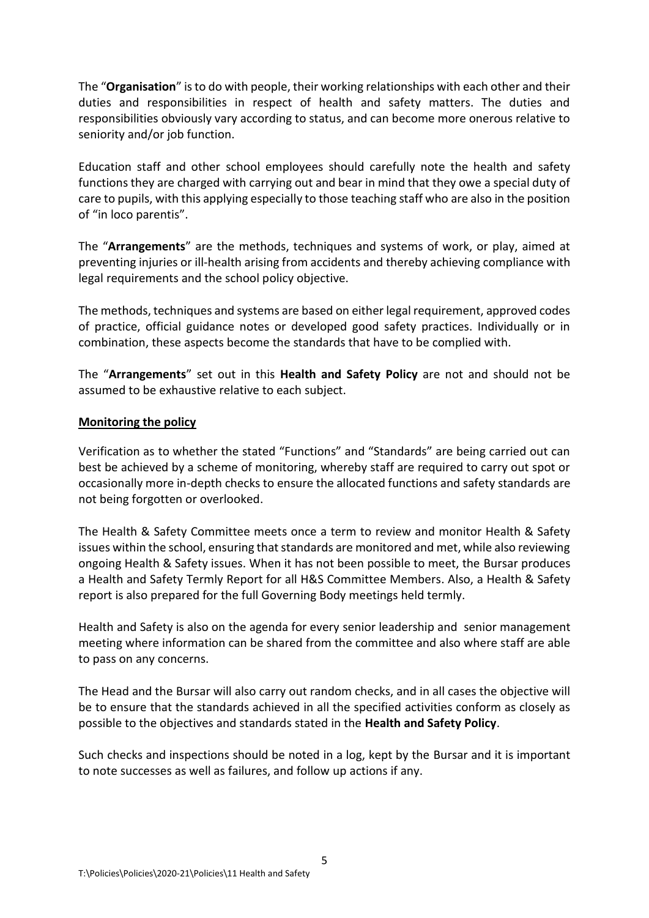The "**Organisation**" is to do with people, their working relationships with each other and their duties and responsibilities in respect of health and safety matters. The duties and responsibilities obviously vary according to status, and can become more onerous relative to seniority and/or job function.

Education staff and other school employees should carefully note the health and safety functions they are charged with carrying out and bear in mind that they owe a special duty of care to pupils, with this applying especially to those teaching staff who are also in the position of "in loco parentis".

The "**Arrangements**" are the methods, techniques and systems of work, or play, aimed at preventing injuries or ill-health arising from accidents and thereby achieving compliance with legal requirements and the school policy objective.

The methods, techniques and systems are based on either legal requirement, approved codes of practice, official guidance notes or developed good safety practices. Individually or in combination, these aspects become the standards that have to be complied with.

The "**Arrangements**" set out in this **Health and Safety Policy** are not and should not be assumed to be exhaustive relative to each subject.

## Monitoring the policy

Verification as to whether the stated "Functions" and "Standards" are being carried out can best be achieved by a scheme of monitoring, whereby staff are required to carry out spot or occasionally more in-depth checks to ensure the allocated functions and safety standards are not being forgotten or overlooked.

The Health & Safety Committee meets once a term to review and monitor Health & Safety issues within the school, ensuring that standards are monitored and met, while also reviewing ongoing Health & Safety issues. When it has not been possible to meet, the Bursar produces a Health and Safety Termly Report for all H&S Committee Members. Also, a Health & Safety report is also prepared for the full Governing Body meetings held termly.

Health and Safety is also on the agenda for every senior leadership and senior management meeting where information can be shared from the committee and also where staff are able to pass on any concerns.

The Head and the Bursar will also carry out random checks, and in all cases the objective will be to ensure that the standards achieved in all the specified activities conform as closely as possible to the objectives and standards stated in the **Health and Safety Policy**.

Such checks and inspections should be noted in a log, kept by the Bursar and it is important to note successes as well as failures, and follow up actions if any.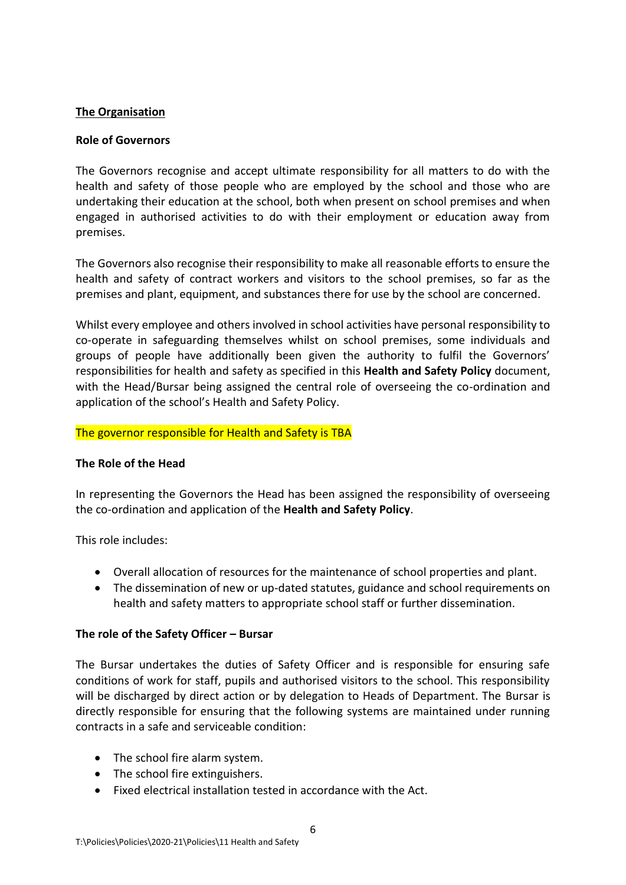**The Organisation**

**Role of Governors**

The Governors recognise and accept ultimate responsibility for all matters to do with the health and safety of those people who are employed by the school and those who are undertaking their education at the school, both when present on school premises and when engaged in authorised activities to do with their employment or education away from premises.

The Governors also recognise their responsibility to make all reasonable efforts to ensure the health and safety of contract workers and visitors to the school premises, so far as the premises and plant, equipment, and substances there for use by the school are concerned.

Whilst every employee and others involved in school activities have personal responsibility to co-operate in safeguarding themselves whilst on school premises, some individuals and groups of people have additionally been given the authority to fulfil the Governors' responsibilities for health and safety as specified in this **Health and Safety Policy** document, with the Head/Bursar being assigned the central role of overseeing the co-ordination and application of the school's Health and Safety Policy.

The governor responsible for Health and Safety is TBA

**The Role of the Head**

In representing the Governors the Head has been assigned the responsibility of overseeing the co-ordination and application of the **Health and Safety Policy**.

This role includes:

- Overall allocation of resources for the maintenance of school properties and plant.
- The dissemination of new or up-dated statutes, guidance and school requirements on health and safety matters to appropriate school staff or further dissemination.

**The role of the Safety Officer – Bursar**

The Bursar undertakes the duties of Safety Officer and is responsible for ensuring safe conditions of work for staff, pupils and authorised visitors to the school. This responsibility will be discharged by direct action or by delegation to Heads of Department. The Bursar is directly responsible for ensuring that the following systems are maintained under running contracts in a safe and serviceable condition:

- The school fire alarm system.
- The school fire extinguishers.
- Fixed electrical installation tested in accordance with the Act.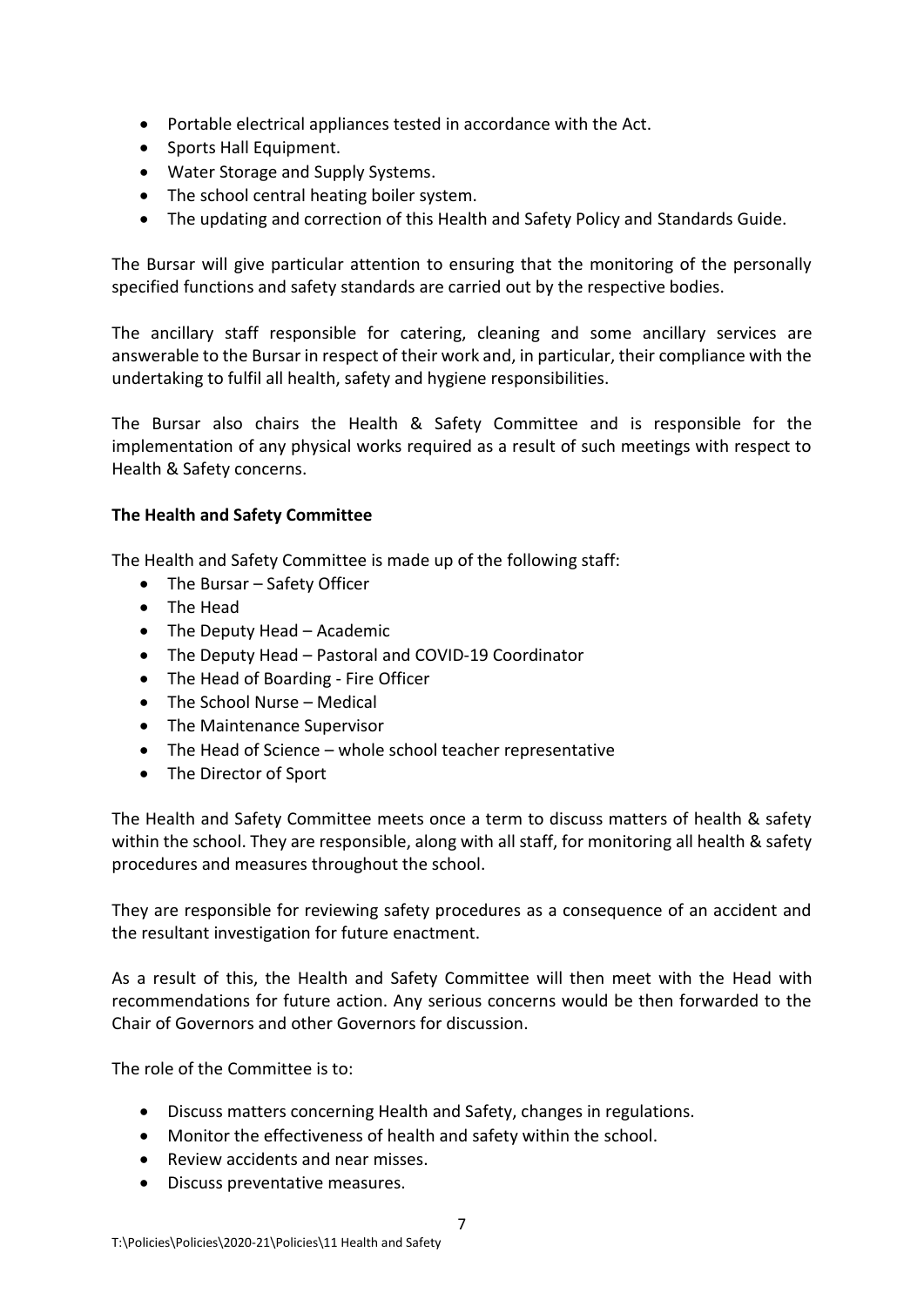- Portable electrical appliances tested in accordance with the Act.
- Sports Hall Equipment.
- Water Storage and Supply Systems.
- The school central heating boiler system.
- The updating and correction of this Health and Safety Policy and Standards Guide.

The Bursar will give particular attention to ensuring that the monitoring of the personally specified functions and safety standards are carried out by the respective bodies.

The ancillary staff responsible for catering, cleaning and some ancillary services are answerable to the Bursar in respect of their work and, in particular, their compliance with the undertaking to fulfil all health, safety and hygiene responsibilities.

The Bursar also chairs the Health & Safety Committee and is responsible for the implementation of any physical works required as a result of such meetings with respect to Health & Safety concerns.

**The Health and Safety Committee**

The Health and Safety Committee is made up of the following staff:

- The Bursar – Safety Officer
- The Head
- The Deputy Head – Academic
- The Deputy Head – Pastoral and COVID-19 Coordinator
- The Head of Boarding - Fire Officer
- The School Nurse – Medical
- The Maintenance Supervisor
- The Head of Science – whole school teacher representative
- The Director of Sport

The Health and Safety Committee meets once a term to discuss matters of health & safety within the school. They are responsible, along with all staff, for monitoring all health & safety procedures and measures throughout the school.

They are responsible for reviewing safety procedures as a consequence of an accident and the resultant investigation for future enactment.

As a result of this, the Health and Safety Committee will then meet with the Head with recommendations for future action. Any serious concerns would be then forwarded to the Chair of Governors and other Governors for discussion.

The role of the Committee is to:

- Discuss matters concerning Health and Safety, changes in regulations.
- Monitor the effectiveness of health and safety within the school.
- Review accidents and near misses.
- Discuss preventative measures.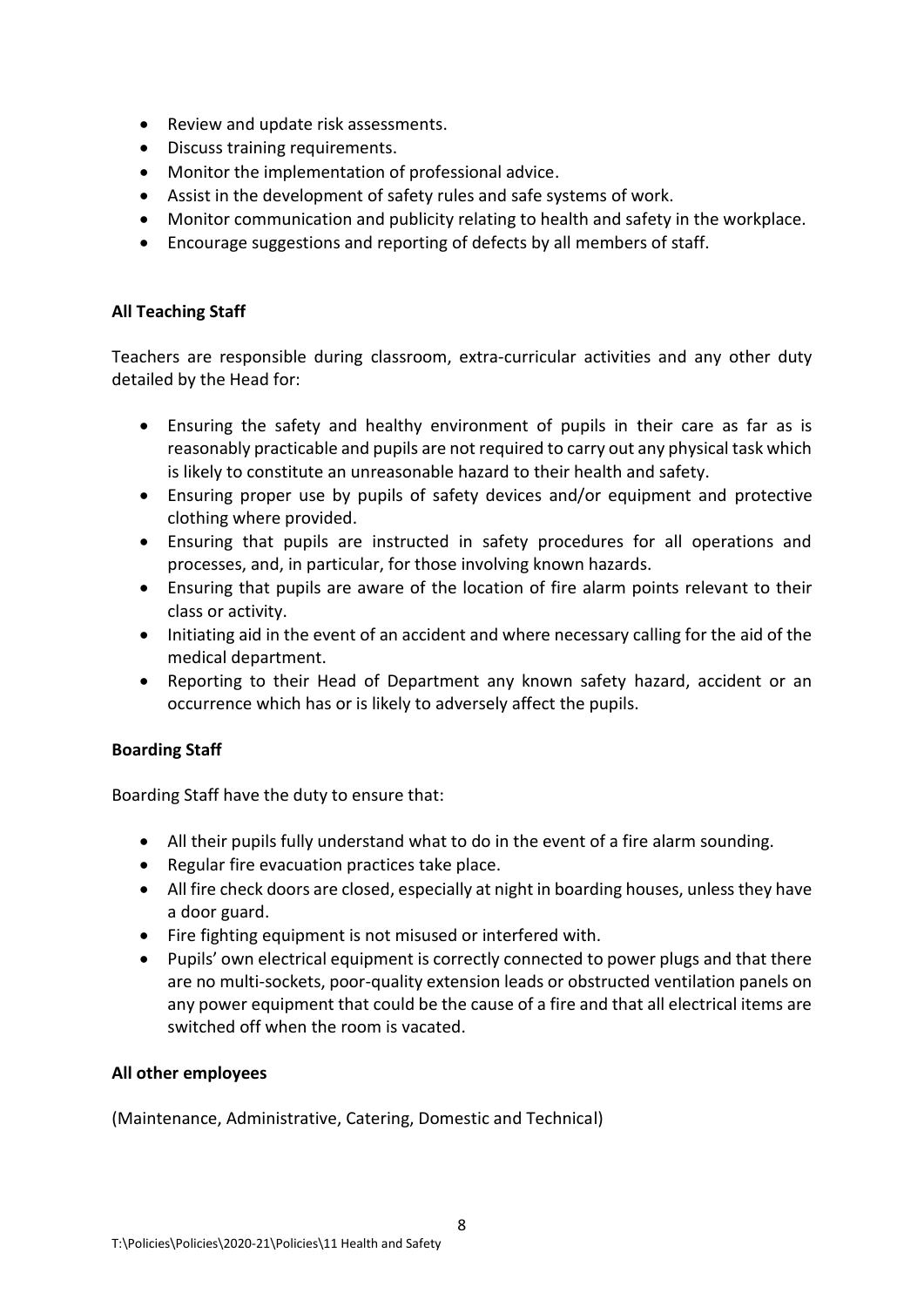- Review and update risk assessments.
- Discuss training requirements.
- Monitor the implementation of professional advice.
- Assist in the development of safety rules and safe systems of work.
- Monitor communication and publicity relating to health and safety in the workplace.
- Encourage suggestions and reporting of defects by all members of staff.

**All Teaching Staff**

Teachers are responsible during classroom, extra-curricular activities and any other duty detailed by the Head for:

- Ensuring the safety and healthy environment of pupils in their care as far as is reasonably practicable and pupils are not required to carry out any physical task which is likely to constitute an unreasonable hazard to their health and safety.
- Ensuring proper use by pupils of safety devices and/or equipment and protective clothing where provided.
- Ensuring that pupils are instructed in safety procedures for all operations and processes, and, in particular, for those involving known hazards.
- Ensuring that pupils are aware of the location of fire alarm points relevant to their class or activity.
- Initiating aid in the event of an accident and where necessary calling for the aid of the medical department.
- Reporting to their Head of Department any known safety hazard, accident or an occurrence which has or is likely to adversely affect the pupils.

**Boarding Staff**

Boarding Staff have the duty to ensure that:

- All their pupils fully understand what to do in the event of a fire alarm sounding.
- Regular fire evacuation practices take place.
- All fire check doors are closed, especially at night in boarding houses, unless they have a door guard.
- Fire fighting equipment is not misused or interfered with.
- Pupils' own electrical equipment is correctly connected to power plugs and that there are no multi-sockets, poor-quality extension leads or obstructed ventilation panels on any power equipment that could be the cause of a fire and that all electrical items are switched off when the room is vacated.

**All other employees**

(Maintenance, Administrative, Catering, Domestic and Technical)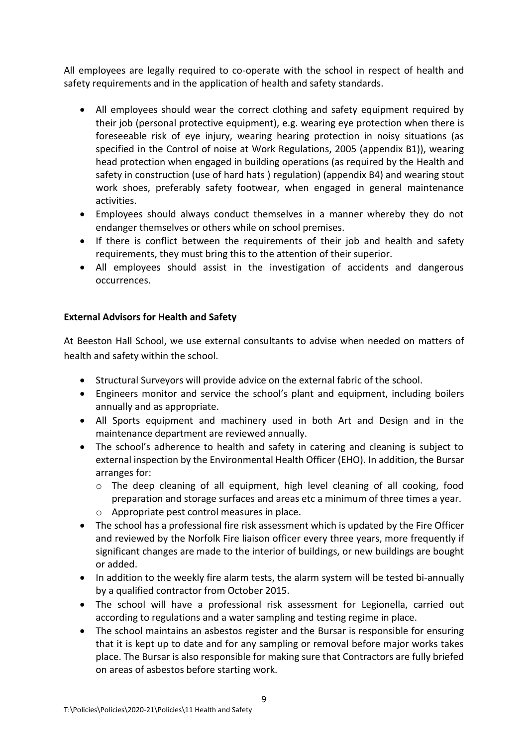All employees are legally required to co-operate with the school in respect of health and safety requirements and in the application of health and safety standards.

- All employees should wear the correct clothing and safety equipment required by their job (personal protective equipment), e.g. wearing eye protection when there is foreseeable risk of eye injury, wearing hearing protection in noisy situations (as specified in the Control of noise at Work Regulations, 2005 (appendix B1)), wearing head protection when engaged in building operations (as required by the Health and safety in construction (use of hard hats ) regulation) (appendix B4) and wearing stout work shoes, preferably safety footwear, when engaged in general maintenance activities.
- Employees should always conduct themselves in a manner whereby they do not endanger themselves or others while on school premises.
- If there is conflict between the requirements of their job and health and safety requirements, they must bring this to the attention of their superior.
- All employees should assist in the investigation of accidents and dangerous occurrences.

**External Advisors for Health and Safety**

At Beeston Hall School, we use external consultants to advise when needed on matters of health and safety within the school.

- Structural Surveyors will provide advice on the external fabric of the school.
- Engineers monitor and service the school's plant and equipment, including boilers annually and as appropriate.
- All Sports equipment and machinery used in both Art and Design and in the maintenance department are reviewed annually.
- The school's adherence to health and safety in catering and cleaning is subject to external inspection by the Environmental Health Officer (EHO). In addition, the Bursar arranges for:
  - The deep cleaning of all equipment, high level cleaning of all cooking, food preparation and storage surfaces and areas etc a minimum of three times a year.
  - Appropriate pest control measures in place.
- The school has a professional fire risk assessment which is updated by the Fire Officer and reviewed by the Norfolk Fire liaison officer every three years, more frequently if significant changes are made to the interior of buildings, or new buildings are bought or added.
- In addition to the weekly fire alarm tests, the alarm system will be tested bi-annually by a qualified contractor from October 2015.
- The school will have a professional risk assessment for Legionella, carried out according to regulations and a water sampling and testing regime in place.
- The school maintains an asbestos register and the Bursar is responsible for ensuring that it is kept up to date and for any sampling or removal before major works takes place. The Bursar is also responsible for making sure that Contractors are fully briefed on areas of asbestos before starting work.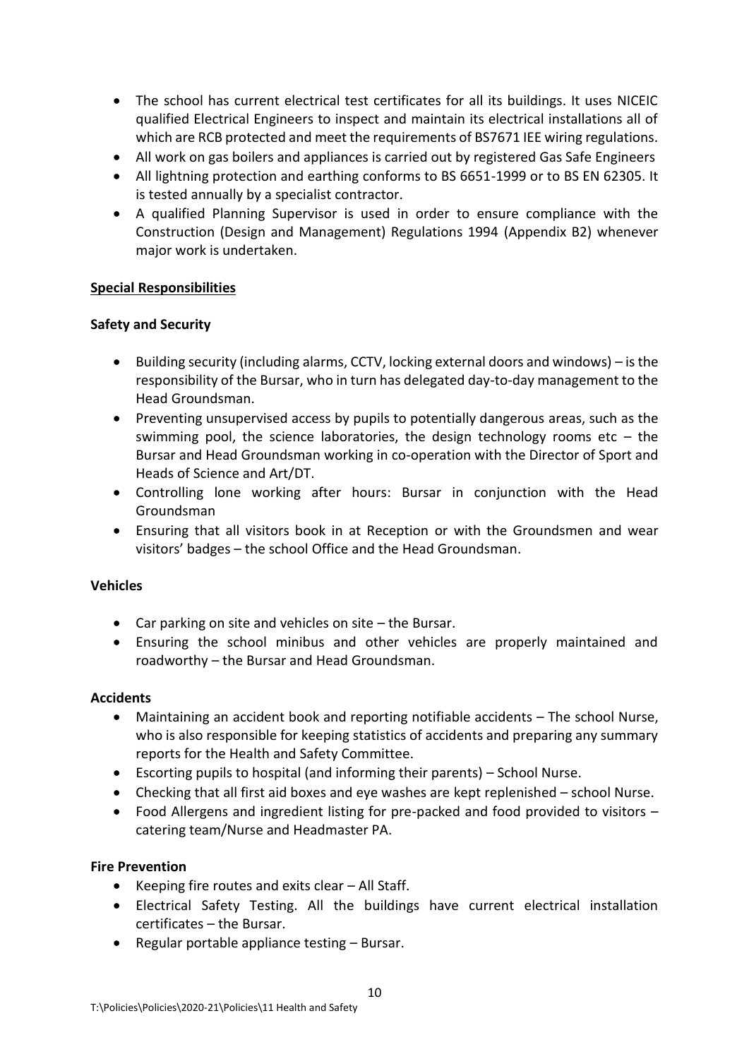- The school has current electrical test certificates for all its buildings. It uses NICEIC qualified Electrical Engineers to inspect and maintain its electrical installations all of which are RCB protected and meet the requirements of BS7671 IEE wiring regulations.
- All work on gas boilers and appliances is carried out by registered Gas Safe Engineers
- All lightning protection and earthing conforms to BS 6651-1999 or to BS EN 62305. It is tested annually by a specialist contractor.
- A qualified Planning Supervisor is used in order to ensure compliance with the Construction (Design and Management) Regulations 1994 (Appendix B2) whenever major work is undertaken.

__**Special Responsibilities**__

**Safety and Security**

- Building security (including alarms, CCTV, locking external doors and windows) – is the responsibility of the Bursar, who in turn has delegated day-to-day management to the Head Groundsman.
- Preventing unsupervised access by pupils to potentially dangerous areas, such as the swimming pool, the science laboratories, the design technology rooms etc – the Bursar and Head Groundsman working in co-operation with the Director of Sport and Heads of Science and Art/DT.
- Controlling lone working after hours: Bursar in conjunction with the Head Groundsman
- Ensuring that all visitors book in at Reception or with the Groundsmen and wear visitors' badges – the school Office and the Head Groundsman.

**Vehicles**

- Car parking on site and vehicles on site – the Bursar.
- Ensuring the school minibus and other vehicles are properly maintained and roadworthy – the Bursar and Head Groundsman.

**Accidents**

- Maintaining an accident book and reporting notifiable accidents – The school Nurse, who is also responsible for keeping statistics of accidents and preparing any summary reports for the Health and Safety Committee.
- Escorting pupils to hospital (and informing their parents) – School Nurse.
- Checking that all first aid boxes and eye washes are kept replenished – school Nurse.
- Food Allergens and ingredient listing for pre-packed and food provided to visitors – catering team/Nurse and Headmaster PA.

**Fire Prevention**

- Keeping fire routes and exits clear – All Staff.
- Electrical Safety Testing. All the buildings have current electrical installation certificates – the Bursar.
- Regular portable appliance testing – Bursar.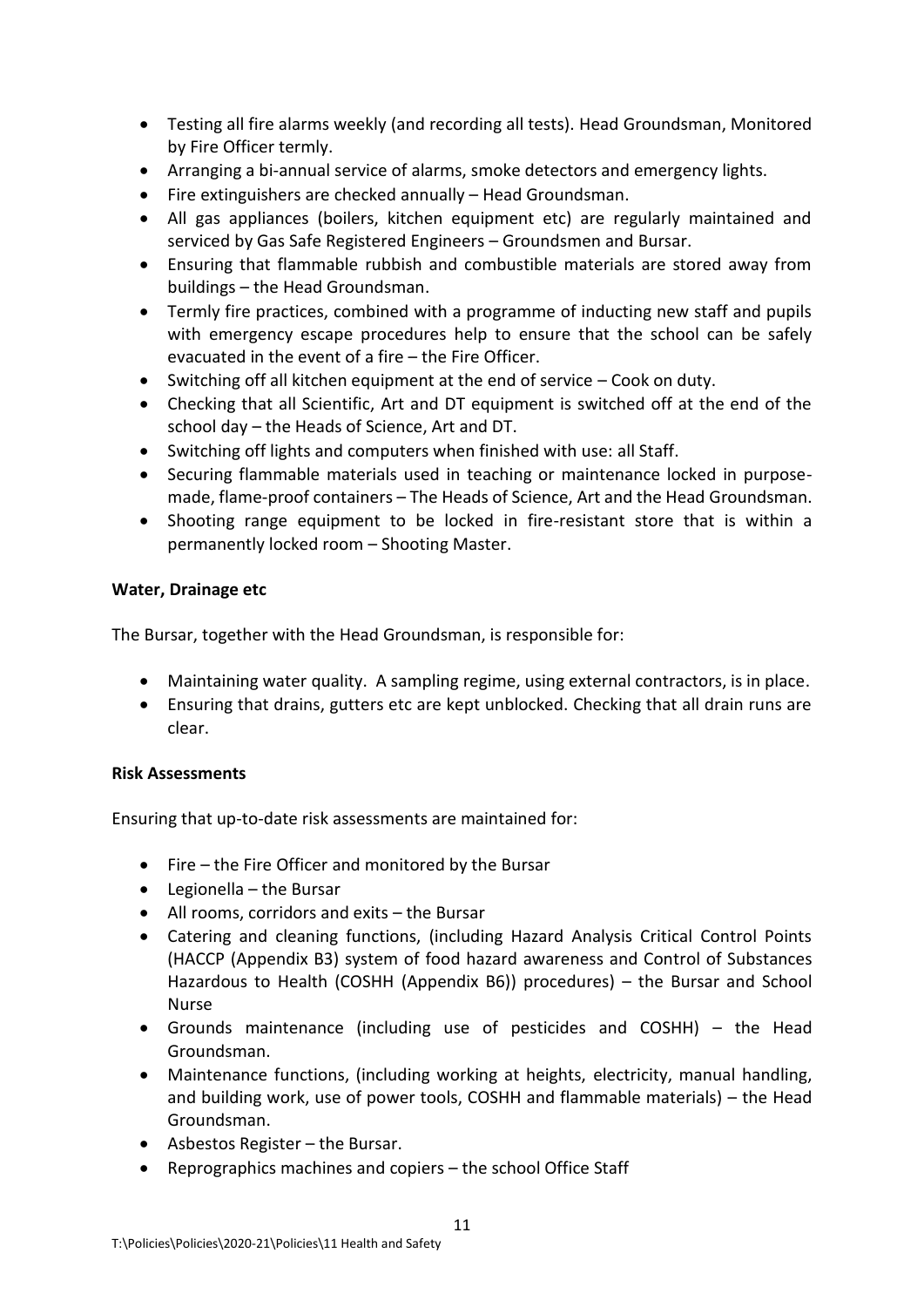- Testing all fire alarms weekly (and recording all tests). Head Groundsman, Monitored by Fire Officer termly.
- Arranging a bi-annual service of alarms, smoke detectors and emergency lights.
- Fire extinguishers are checked annually – Head Groundsman.
- All gas appliances (boilers, kitchen equipment etc) are regularly maintained and serviced by Gas Safe Registered Engineers – Groundsmen and Bursar.
- Ensuring that flammable rubbish and combustible materials are stored away from buildings – the Head Groundsman.
- Termly fire practices, combined with a programme of inducting new staff and pupils with emergency escape procedures help to ensure that the school can be safely evacuated in the event of a fire – the Fire Officer.
- Switching off all kitchen equipment at the end of service – Cook on duty.
- Checking that all Scientific, Art and DT equipment is switched off at the end of the school day – the Heads of Science, Art and DT.
- Switching off lights and computers when finished with use: all Staff.
- Securing flammable materials used in teaching or maintenance locked in purpose-made, flame-proof containers – The Heads of Science, Art and the Head Groundsman.
- Shooting range equipment to be locked in fire-resistant store that is within a permanently locked room – Shooting Master.

**Water, Drainage etc**

The Bursar, together with the Head Groundsman, is responsible for:

- Maintaining water quality. A sampling regime, using external contractors, is in place.
- Ensuring that drains, gutters etc are kept unblocked. Checking that all drain runs are clear.

**Risk Assessments**

Ensuring that up-to-date risk assessments are maintained for:

- Fire – the Fire Officer and monitored by the Bursar
- Legionella – the Bursar
- All rooms, corridors and exits – the Bursar
- Catering and cleaning functions, (including Hazard Analysis Critical Control Points (HACCP (Appendix B3) system of food hazard awareness and Control of Substances Hazardous to Health (COSHH (Appendix B6)) procedures) – the Bursar and School Nurse
- Grounds maintenance (including use of pesticides and COSHH) – the Head Groundsman.
- Maintenance functions, (including working at heights, electricity, manual handling, and building work, use of power tools, COSHH and flammable materials) – the Head Groundsman.
- Asbestos Register – the Bursar.
- Reprographics machines and copiers – the school Office Staff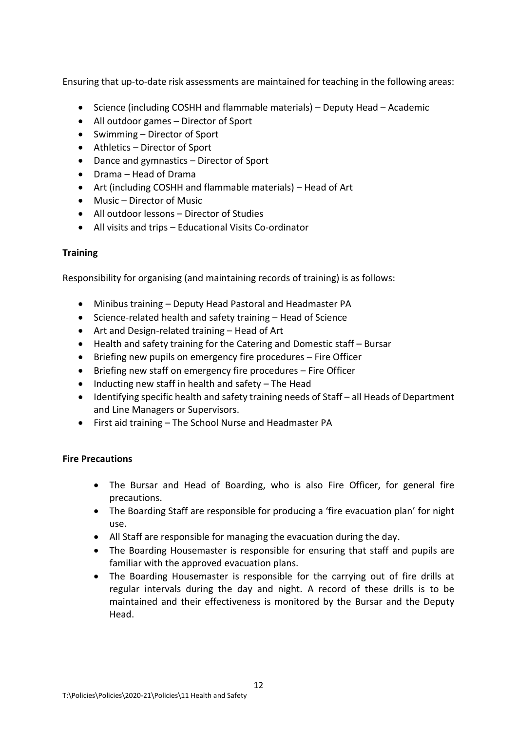Ensuring that up-to-date risk assessments are maintained for teaching in the following areas:

- Science (including COSHH and flammable materials) – Deputy Head – Academic
- All outdoor games – Director of Sport
- Swimming – Director of Sport
- Athletics – Director of Sport
- Dance and gymnastics – Director of Sport
- Drama – Head of Drama
- Art (including COSHH and flammable materials) – Head of Art
- Music – Director of Music
- All outdoor lessons – Director of Studies
- All visits and trips – Educational Visits Co-ordinator

**Training**

Responsibility for organising (and maintaining records of training) is as follows:

- Minibus training – Deputy Head Pastoral and Headmaster PA
- Science-related health and safety training – Head of Science
- Art and Design-related training – Head of Art
- Health and safety training for the Catering and Domestic staff – Bursar
- Briefing new pupils on emergency fire procedures – Fire Officer
- Briefing new staff on emergency fire procedures – Fire Officer
- Inducting new staff in health and safety – The Head
- Identifying specific health and safety training needs of Staff – all Heads of Department and Line Managers or Supervisors.
- First aid training – The School Nurse and Headmaster PA

**Fire Precautions**

- The Bursar and Head of Boarding, who is also Fire Officer, for general fire precautions.
- The Boarding Staff are responsible for producing a 'fire evacuation plan' for night use.
- All Staff are responsible for managing the evacuation during the day.
- The Boarding Housemaster is responsible for ensuring that staff and pupils are familiar with the approved evacuation plans.
- The Boarding Housemaster is responsible for the carrying out of fire drills at regular intervals during the day and night. A record of these drills is to be maintained and their effectiveness is monitored by the Bursar and the Deputy Head.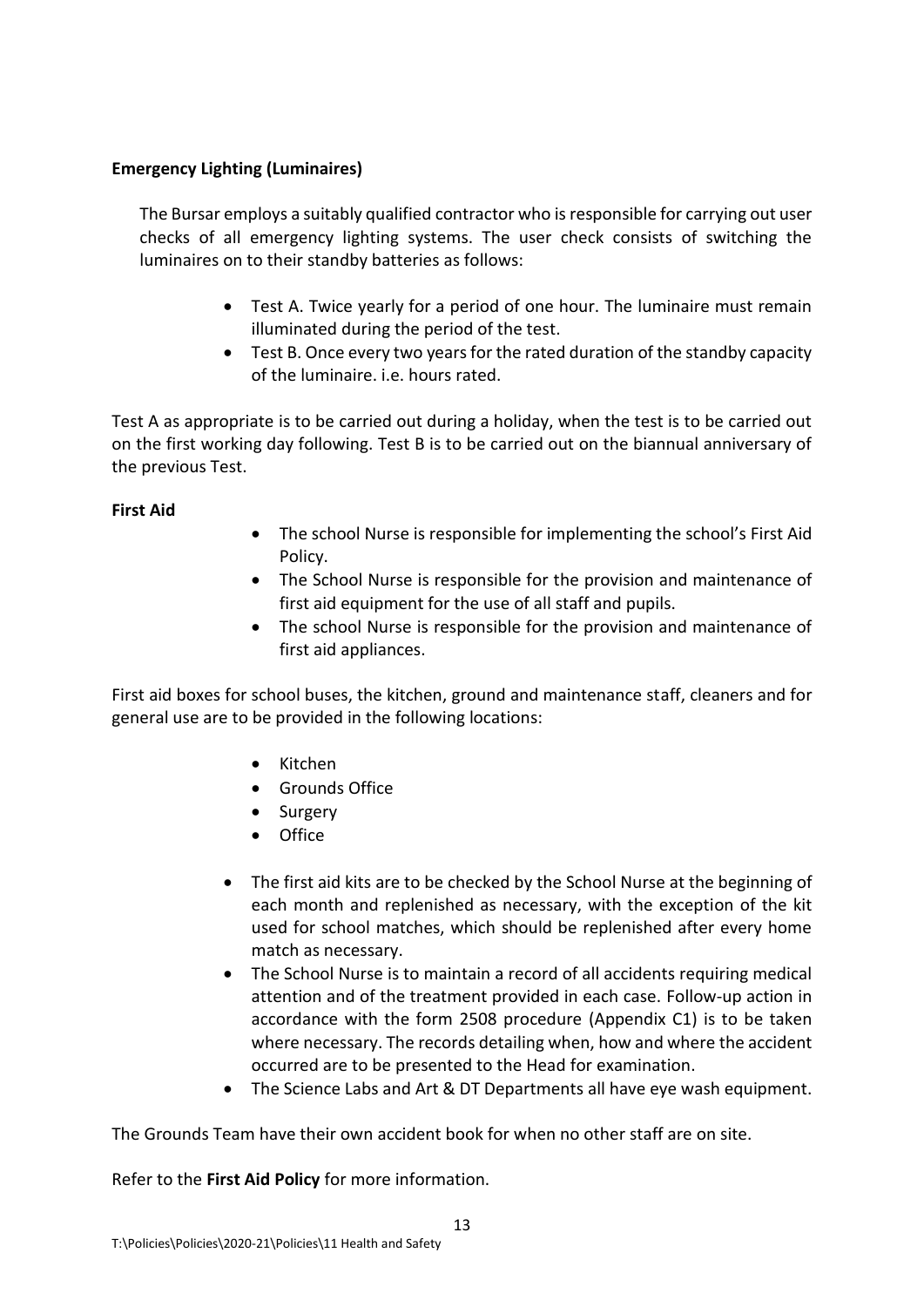**Emergency Lighting (Luminaires)**

The Bursar employs a suitably qualified contractor who is responsible for carrying out user checks of all emergency lighting systems. The user check consists of switching the luminaires on to their standby batteries as follows:

- Test A. Twice yearly for a period of one hour. The luminaire must remain illuminated during the period of the test.
- Test B. Once every two years for the rated duration of the standby capacity of the luminaire. i.e. hours rated.

Test A as appropriate is to be carried out during a holiday, when the test is to be carried out on the first working day following. Test B is to be carried out on the biannual anniversary of the previous Test.

**First Aid**

- The school Nurse is responsible for implementing the school's First Aid Policy.
- The School Nurse is responsible for the provision and maintenance of first aid equipment for the use of all staff and pupils.
- The school Nurse is responsible for the provision and maintenance of first aid appliances.

First aid boxes for school buses, the kitchen, ground and maintenance staff, cleaners and for general use are to be provided in the following locations:

- Kitchen
- Grounds Office
- Surgery
- Office

- The first aid kits are to be checked by the School Nurse at the beginning of each month and replenished as necessary, with the exception of the kit used for school matches, which should be replenished after every home match as necessary.
- The School Nurse is to maintain a record of all accidents requiring medical attention and of the treatment provided in each case. Follow-up action in accordance with the form 2508 procedure (Appendix C1) is to be taken where necessary. The records detailing when, how and where the accident occurred are to be presented to the Head for examination.
- The Science Labs and Art & DT Departments all have eye wash equipment.

The Grounds Team have their own accident book for when no other staff are on site.

Refer to the **First Aid Policy** for more information.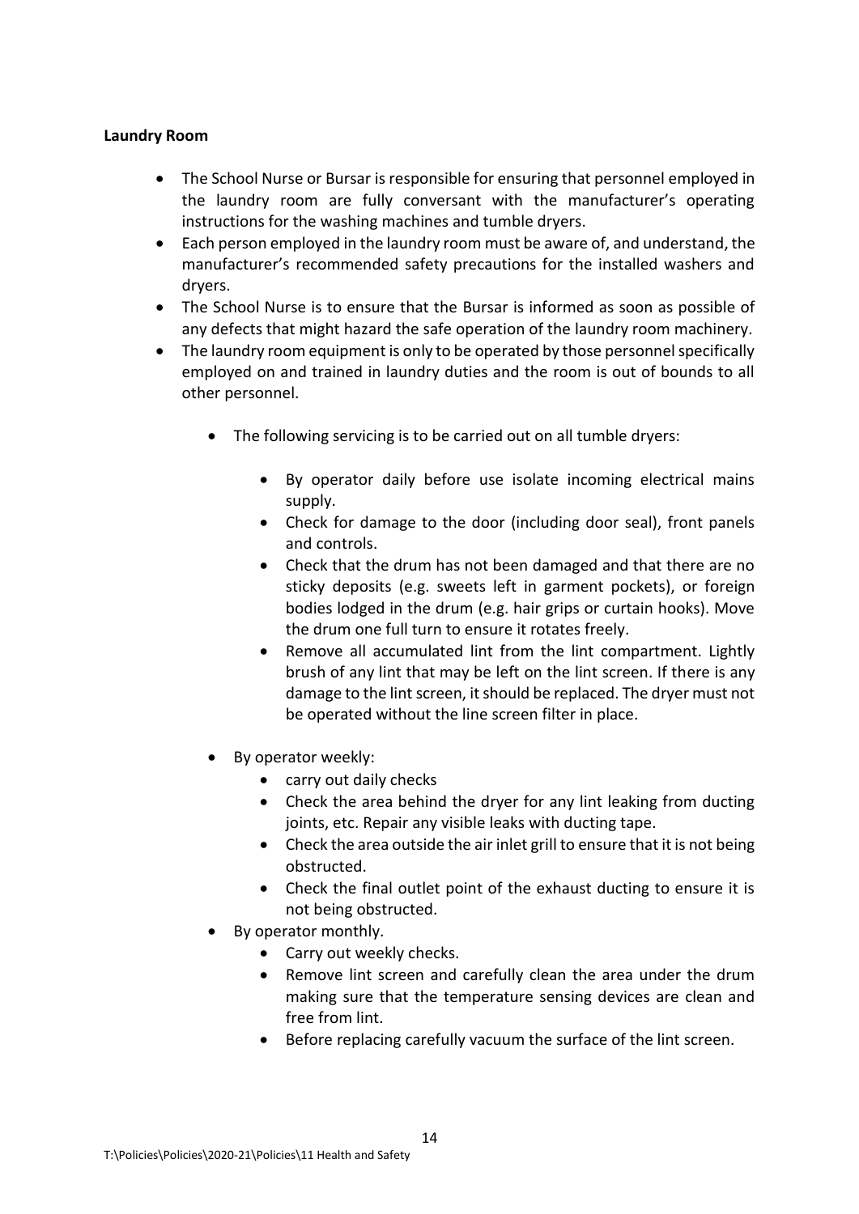**Laundry Room**

- The School Nurse or Bursar is responsible for ensuring that personnel employed in the laundry room are fully conversant with the manufacturer's operating instructions for the washing machines and tumble dryers.
- Each person employed in the laundry room must be aware of, and understand, the manufacturer's recommended safety precautions for the installed washers and dryers.
- The School Nurse is to ensure that the Bursar is informed as soon as possible of any defects that might hazard the safe operation of the laundry room machinery.
- The laundry room equipment is only to be operated by those personnel specifically employed on and trained in laundry duties and the room is out of bounds to all other personnel.

    - The following servicing is to be carried out on all tumble dryers:

        - By operator daily before use isolate incoming electrical mains supply.
        - Check for damage to the door (including door seal), front panels and controls.
        - Check that the drum has not been damaged and that there are no sticky deposits (e.g. sweets left in garment pockets), or foreign bodies lodged in the drum (e.g. hair grips or curtain hooks). Move the drum one full turn to ensure it rotates freely.
        - Remove all accumulated lint from the lint compartment. Lightly brush of any lint that may be left on the lint screen. If there is any damage to the lint screen, it should be replaced. The dryer must not be operated without the line screen filter in place.

    - By operator weekly:
        - carry out daily checks
        - Check the area behind the dryer for any lint leaking from ducting joints, etc. Repair any visible leaks with ducting tape.
        - Check the area outside the air inlet grill to ensure that it is not being obstructed.
        - Check the final outlet point of the exhaust ducting to ensure it is not being obstructed.
    - By operator monthly.
        - Carry out weekly checks.
        - Remove lint screen and carefully clean the area under the drum making sure that the temperature sensing devices are clean and free from lint.
        - Before replacing carefully vacuum the surface of the lint screen.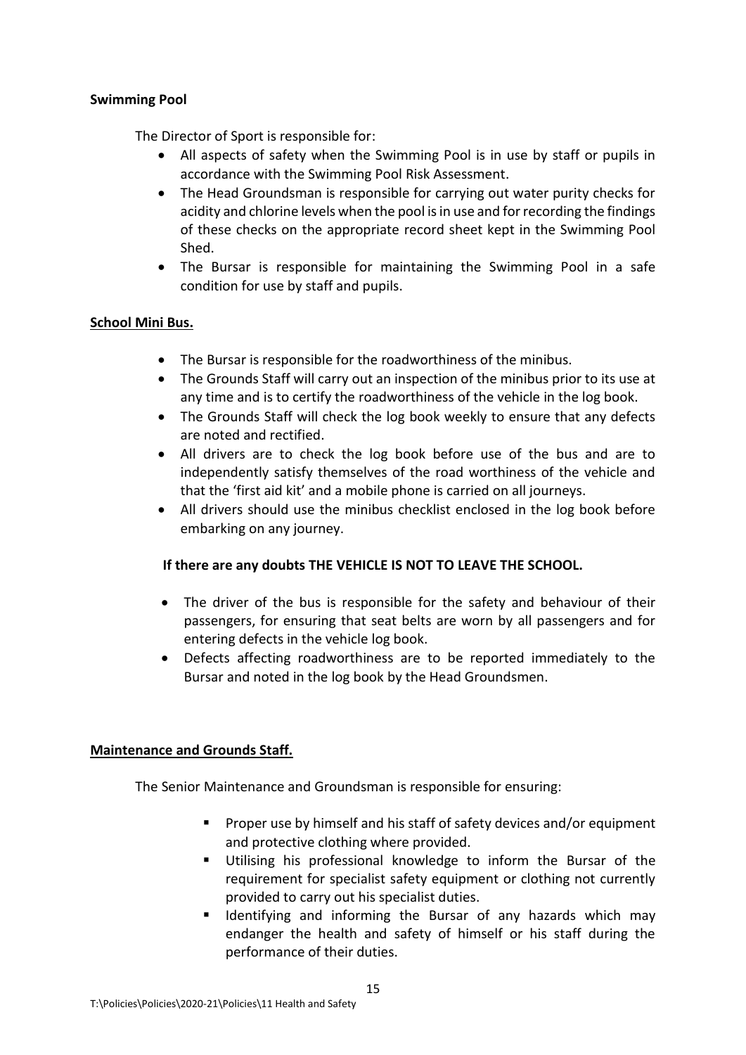**Swimming Pool**

The Director of Sport is responsible for:

- All aspects of safety when the Swimming Pool is in use by staff or pupils in accordance with the Swimming Pool Risk Assessment.
- The Head Groundsman is responsible for carrying out water purity checks for acidity and chlorine levels when the pool is in use and for recording the findings of these checks on the appropriate record sheet kept in the Swimming Pool Shed.
- The Bursar is responsible for maintaining the Swimming Pool in a safe condition for use by staff and pupils.

**School Mini Bus.**

- The Bursar is responsible for the roadworthiness of the minibus.
- The Grounds Staff will carry out an inspection of the minibus prior to its use at any time and is to certify the roadworthiness of the vehicle in the log book.
- The Grounds Staff will check the log book weekly to ensure that any defects are noted and rectified.
- All drivers are to check the log book before use of the bus and are to independently satisfy themselves of the road worthiness of the vehicle and that the 'first aid kit' and a mobile phone is carried on all journeys.
- All drivers should use the minibus checklist enclosed in the log book before embarking on any journey.

**If there are any doubts THE VEHICLE IS NOT TO LEAVE THE SCHOOL.**

- The driver of the bus is responsible for the safety and behaviour of their passengers, for ensuring that seat belts are worn by all passengers and for entering defects in the vehicle log book.
- Defects affecting roadworthiness are to be reported immediately to the Bursar and noted in the log book by the Head Groundsmen.

**Maintenance and Grounds Staff.**

The Senior Maintenance and Groundsman is responsible for ensuring:

- Proper use by himself and his staff of safety devices and/or equipment and protective clothing where provided.
- Utilising his professional knowledge to inform the Bursar of the requirement for specialist safety equipment or clothing not currently provided to carry out his specialist duties.
- Identifying and informing the Bursar of any hazards which may endanger the health and safety of himself or his staff during the performance of their duties.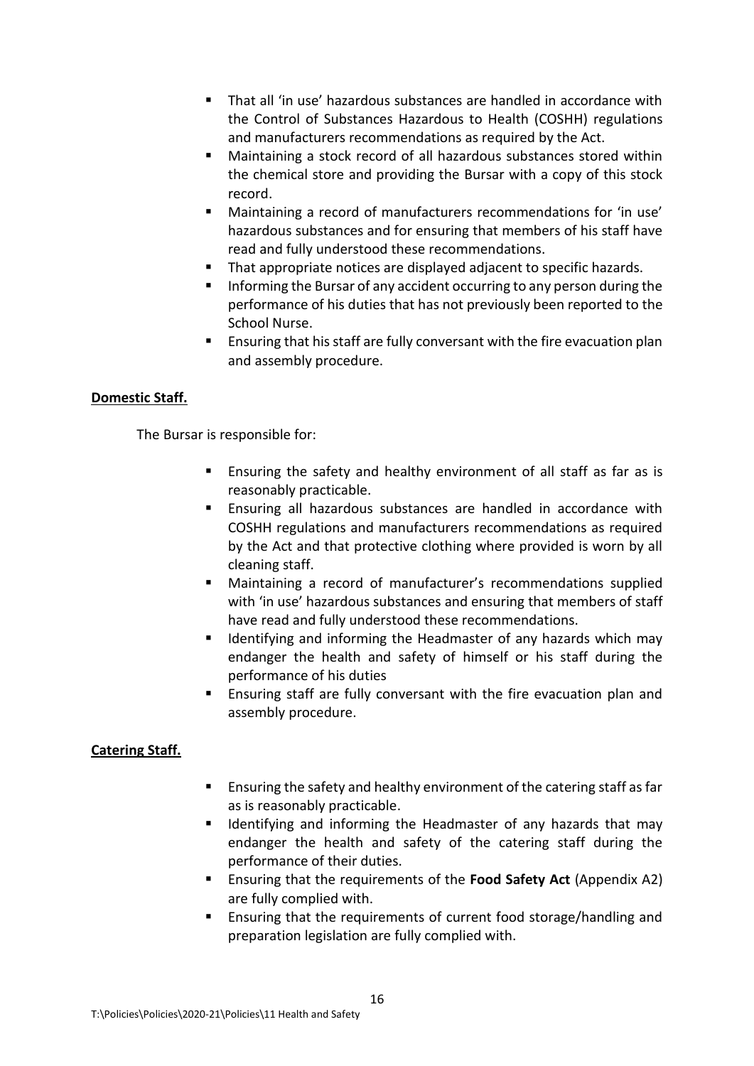- That all 'in use' hazardous substances are handled in accordance with the Control of Substances Hazardous to Health (COSHH) regulations and manufacturers recommendations as required by the Act.
- Maintaining a stock record of all hazardous substances stored within the chemical store and providing the Bursar with a copy of this stock record.
- Maintaining a record of manufacturers recommendations for 'in use' hazardous substances and for ensuring that members of his staff have read and fully understood these recommendations.
- That appropriate notices are displayed adjacent to specific hazards.
- Informing the Bursar of any accident occurring to any person during the performance of his duties that has not previously been reported to the School Nurse.
- Ensuring that his staff are fully conversant with the fire evacuation plan and assembly procedure.

**Domestic Staff.**

The Bursar is responsible for:

- Ensuring the safety and healthy environment of all staff as far as is reasonably practicable.
- Ensuring all hazardous substances are handled in accordance with COSHH regulations and manufacturers recommendations as required by the Act and that protective clothing where provided is worn by all cleaning staff.
- Maintaining a record of manufacturer's recommendations supplied with 'in use' hazardous substances and ensuring that members of staff have read and fully understood these recommendations.
- Identifying and informing the Headmaster of any hazards which may endanger the health and safety of himself or his staff during the performance of his duties
- Ensuring staff are fully conversant with the fire evacuation plan and assembly procedure.

**Catering Staff.**

- Ensuring the safety and healthy environment of the catering staff as far as is reasonably practicable.
- Identifying and informing the Headmaster of any hazards that may endanger the health and safety of the catering staff during the performance of their duties.
- Ensuring that the requirements of the **Food Safety Act** (Appendix A2) are fully complied with.
- Ensuring that the requirements of current food storage/handling and preparation legislation are fully complied with.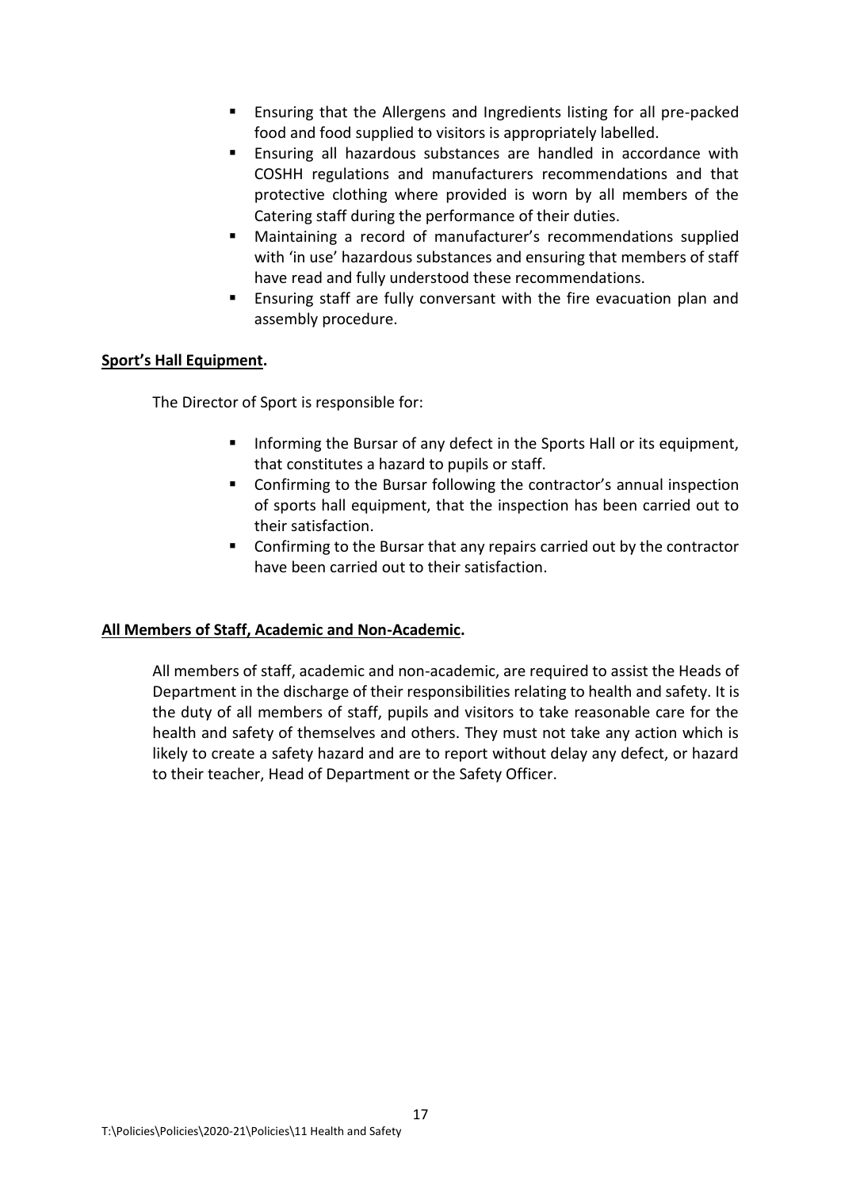- Ensuring that the Allergens and Ingredients listing for all pre-packed food and food supplied to visitors is appropriately labelled.
- Ensuring all hazardous substances are handled in accordance with COSHH regulations and manufacturers recommendations and that protective clothing where provided is worn by all members of the Catering staff during the performance of their duties.
- Maintaining a record of manufacturer's recommendations supplied with 'in use' hazardous substances and ensuring that members of staff have read and fully understood these recommendations.
- Ensuring staff are fully conversant with the fire evacuation plan and assembly procedure.

**<u>Sport's Hall Equipment</u>.**

The Director of Sport is responsible for:

- Informing the Bursar of any defect in the Sports Hall or its equipment, that constitutes a hazard to pupils or staff.
- Confirming to the Bursar following the contractor's annual inspection of sports hall equipment, that the inspection has been carried out to their satisfaction.
- Confirming to the Bursar that any repairs carried out by the contractor have been carried out to their satisfaction.

**<u>All Members of Staff, Academic and Non-Academic</u>.**

All members of staff, academic and non-academic, are required to assist the Heads of Department in the discharge of their responsibilities relating to health and safety. It is the duty of all members of staff, pupils and visitors to take reasonable care for the health and safety of themselves and others. They must not take any action which is likely to create a safety hazard and are to report without delay any defect, or hazard to their teacher, Head of Department or the Safety Officer.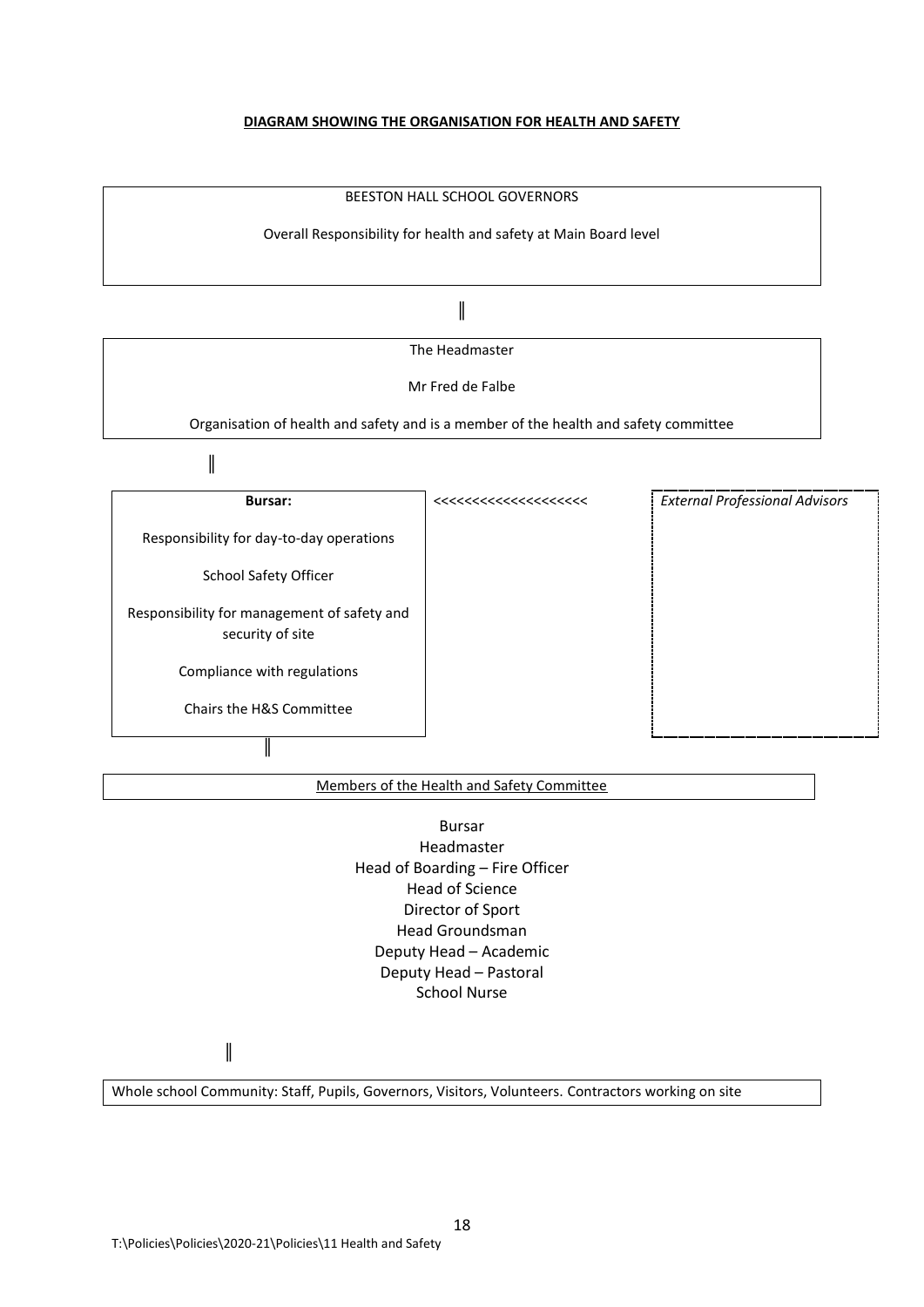**DIAGRAM SHOWING THE ORGANISATION FOR HEALTH AND SAFETY**

BEESTON HALL SCHOOL GOVERNORS

Overall Responsibility for health and safety at Main Board level

‖

The Headmaster

Mr Fred de Falbe

Organisation of health and safety and is a member of the health and safety committee

‖

**Bursar:**

Responsibility for day-to-day operations

School Safety Officer

Responsibility for management of safety and security of site

Compliance with regulations

Chairs the H&S Committee

<<<<<<<<<<<<<<<<<<<<<

*External Professional Advisors*

‖

Members of the Health and Safety Committee

Bursar
Headmaster
Head of Boarding – Fire Officer
Head of Science
Director of Sport
Head Groundsman
Deputy Head – Academic
Deputy Head – Pastoral
School Nurse

‖

Whole school Community: Staff, Pupils, Governors, Visitors, Volunteers. Contractors working on site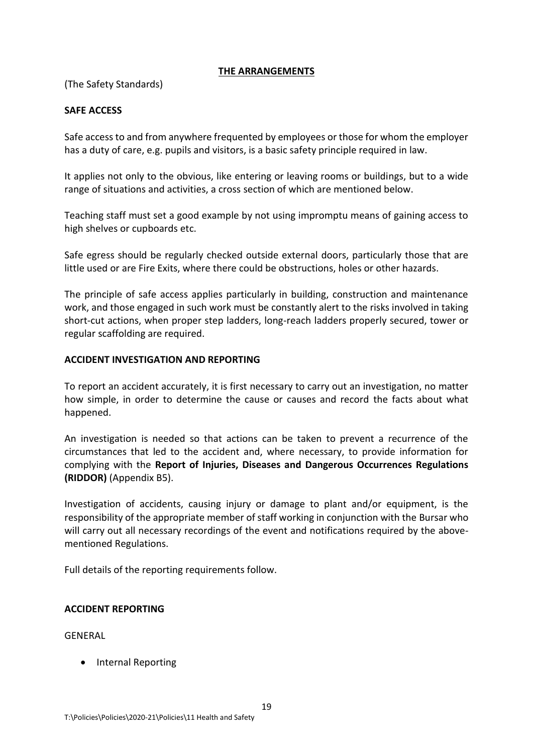## THE ARRANGEMENTS

(The Safety Standards)

### SAFE ACCESS

Safe access to and from anywhere frequented by employees or those for whom the employer has a duty of care, e.g. pupils and visitors, is a basic safety principle required in law.

It applies not only to the obvious, like entering or leaving rooms or buildings, but to a wide range of situations and activities, a cross section of which are mentioned below.

Teaching staff must set a good example by not using impromptu means of gaining access to high shelves or cupboards etc.

Safe egress should be regularly checked outside external doors, particularly those that are little used or are Fire Exits, where there could be obstructions, holes or other hazards.

The principle of safe access applies particularly in building, construction and maintenance work, and those engaged in such work must be constantly alert to the risks involved in taking short-cut actions, when proper step ladders, long-reach ladders properly secured, tower or regular scaffolding are required.

### ACCIDENT INVESTIGATION AND REPORTING

To report an accident accurately, it is first necessary to carry out an investigation, no matter how simple, in order to determine the cause or causes and record the facts about what happened.

An investigation is needed so that actions can be taken to prevent a recurrence of the circumstances that led to the accident and, where necessary, to provide information for complying with the **Report of Injuries, Diseases and Dangerous Occurrences Regulations (RIDDOR)** (Appendix B5).

Investigation of accidents, causing injury or damage to plant and/or equipment, is the responsibility of the appropriate member of staff working in conjunction with the Bursar who will carry out all necessary recordings of the event and notifications required by the above-mentioned Regulations.

Full details of the reporting requirements follow.

### ACCIDENT REPORTING

GENERAL

- Internal Reporting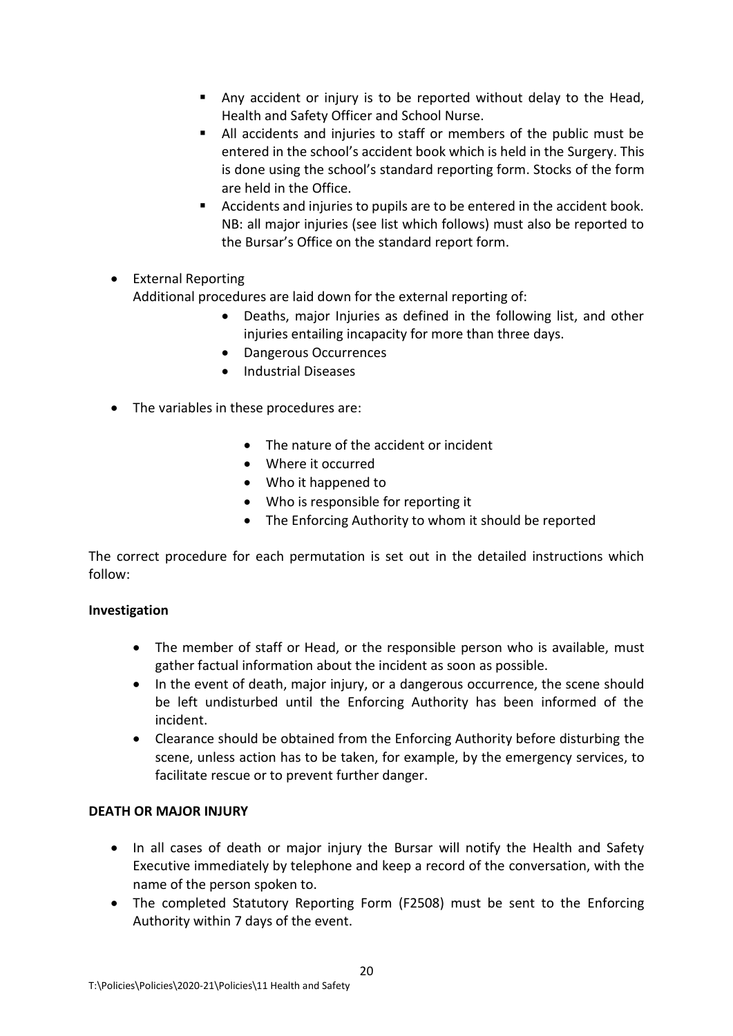- Any accident or injury is to be reported without delay to the Head, Health and Safety Officer and School Nurse.
- All accidents and injuries to staff or members of the public must be entered in the school's accident book which is held in the Surgery. This is done using the school's standard reporting form. Stocks of the form are held in the Office.
- Accidents and injuries to pupils are to be entered in the accident book. NB: all major injuries (see list which follows) must also be reported to the Bursar's Office on the standard report form.

- External Reporting
  Additional procedures are laid down for the external reporting of:
    - Deaths, major Injuries as defined in the following list, and other injuries entailing incapacity for more than three days.
    - Dangerous Occurrences
    - Industrial Diseases

- The variables in these procedures are:
    - The nature of the accident or incident
    - Where it occurred
    - Who it happened to
    - Who is responsible for reporting it
    - The Enforcing Authority to whom it should be reported

The correct procedure for each permutation is set out in the detailed instructions which follow:

**Investigation**

- The member of staff or Head, or the responsible person who is available, must gather factual information about the incident as soon as possible.
- In the event of death, major injury, or a dangerous occurrence, the scene should be left undisturbed until the Enforcing Authority has been informed of the incident.
- Clearance should be obtained from the Enforcing Authority before disturbing the scene, unless action has to be taken, for example, by the emergency services, to facilitate rescue or to prevent further danger.

**DEATH OR MAJOR INJURY**

- In all cases of death or major injury the Bursar will notify the Health and Safety Executive immediately by telephone and keep a record of the conversation, with the name of the person spoken to.
- The completed Statutory Reporting Form (F2508) must be sent to the Enforcing Authority within 7 days of the event.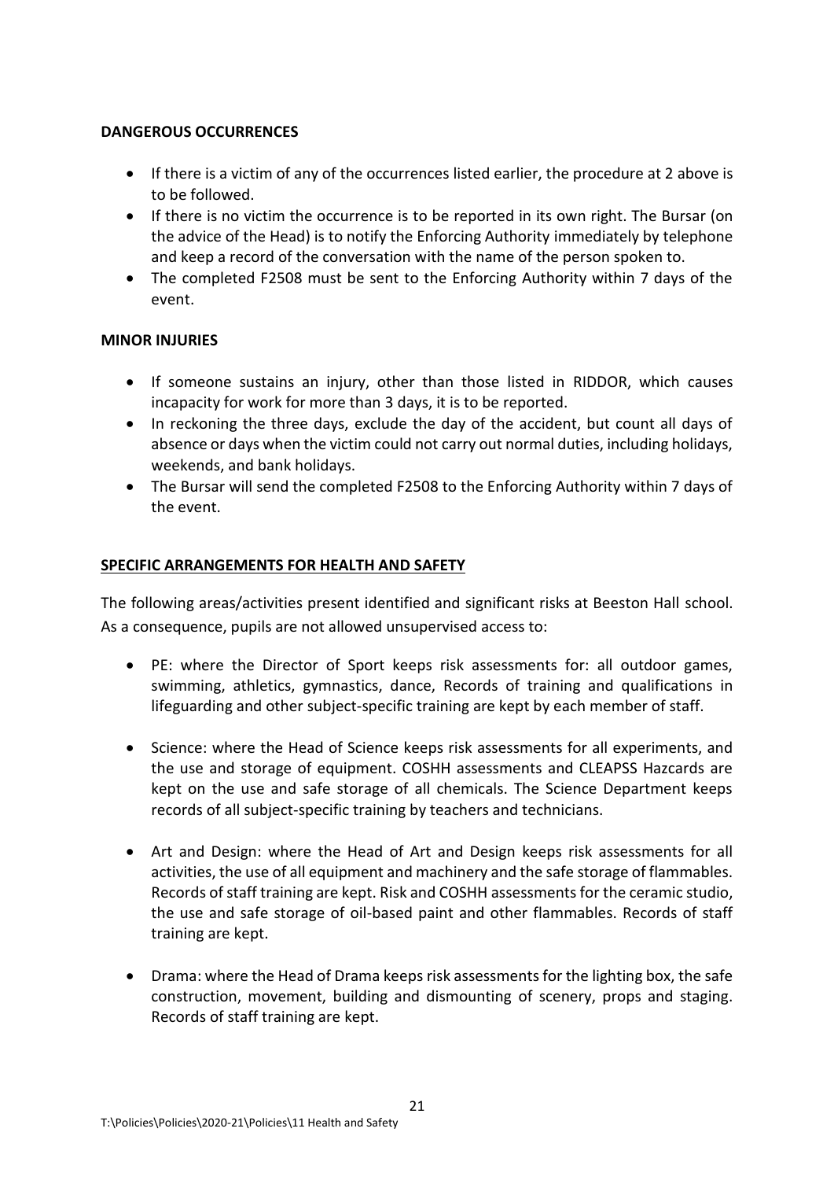**DANGEROUS OCCURRENCES**

- If there is a victim of any of the occurrences listed earlier, the procedure at 2 above is to be followed.
- If there is no victim the occurrence is to be reported in its own right. The Bursar (on the advice of the Head) is to notify the Enforcing Authority immediately by telephone and keep a record of the conversation with the name of the person spoken to.
- The completed F2508 must be sent to the Enforcing Authority within 7 days of the event.

**MINOR INJURIES**

- If someone sustains an injury, other than those listed in RIDDOR, which causes incapacity for work for more than 3 days, it is to be reported.
- In reckoning the three days, exclude the day of the accident, but count all days of absence or days when the victim could not carry out normal duties, including holidays, weekends, and bank holidays.
- The Bursar will send the completed F2508 to the Enforcing Authority within 7 days of the event.

**SPECIFIC ARRANGEMENTS FOR HEALTH AND SAFETY**

The following areas/activities present identified and significant risks at Beeston Hall school. As a consequence, pupils are not allowed unsupervised access to:

- PE: where the Director of Sport keeps risk assessments for: all outdoor games, swimming, athletics, gymnastics, dance, Records of training and qualifications in lifeguarding and other subject-specific training are kept by each member of staff.

- Science: where the Head of Science keeps risk assessments for all experiments, and the use and storage of equipment. COSHH assessments and CLEAPSS Hazcards are kept on the use and safe storage of all chemicals. The Science Department keeps records of all subject-specific training by teachers and technicians.

- Art and Design: where the Head of Art and Design keeps risk assessments for all activities, the use of all equipment and machinery and the safe storage of flammables. Records of staff training are kept. Risk and COSHH assessments for the ceramic studio, the use and safe storage of oil-based paint and other flammables. Records of staff training are kept.

- Drama: where the Head of Drama keeps risk assessments for the lighting box, the safe construction, movement, building and dismounting of scenery, props and staging. Records of staff training are kept.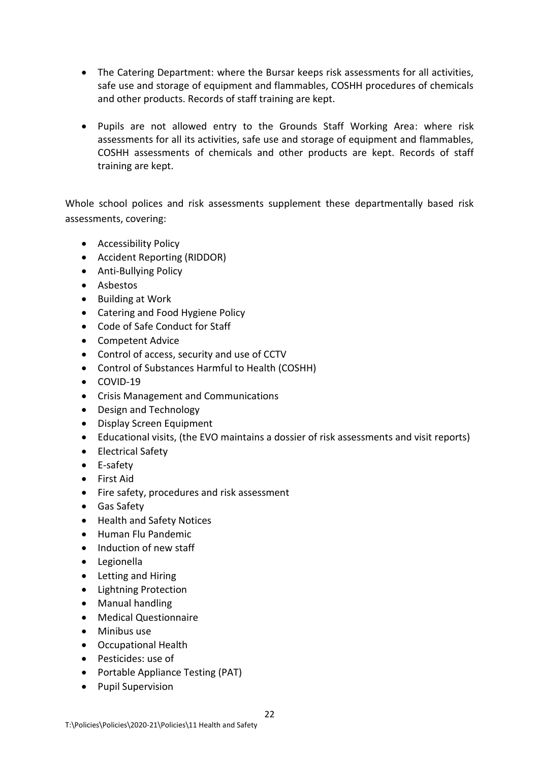- The Catering Department: where the Bursar keeps risk assessments for all activities, safe use and storage of equipment and flammables, COSHH procedures of chemicals and other products. Records of staff training are kept.

- Pupils are not allowed entry to the Grounds Staff Working Area: where risk assessments for all its activities, safe use and storage of equipment and flammables, COSHH assessments of chemicals and other products are kept. Records of staff training are kept.

Whole school polices and risk assessments supplement these departmentally based risk assessments, covering:

- Accessibility Policy
- Accident Reporting (RIDDOR)
- Anti-Bullying Policy
- Asbestos
- Building at Work
- Catering and Food Hygiene Policy
- Code of Safe Conduct for Staff
- Competent Advice
- Control of access, security and use of CCTV
- Control of Substances Harmful to Health (COSHH)
- COVID-19
- Crisis Management and Communications
- Design and Technology
- Display Screen Equipment
- Educational visits, (the EVO maintains a dossier of risk assessments and visit reports)
- Electrical Safety
- E-safety
- First Aid
- Fire safety, procedures and risk assessment
- Gas Safety
- Health and Safety Notices
- Human Flu Pandemic
- Induction of new staff
- Legionella
- Letting and Hiring
- Lightning Protection
- Manual handling
- Medical Questionnaire
- Minibus use
- Occupational Health
- Pesticides: use of
- Portable Appliance Testing (PAT)
- Pupil Supervision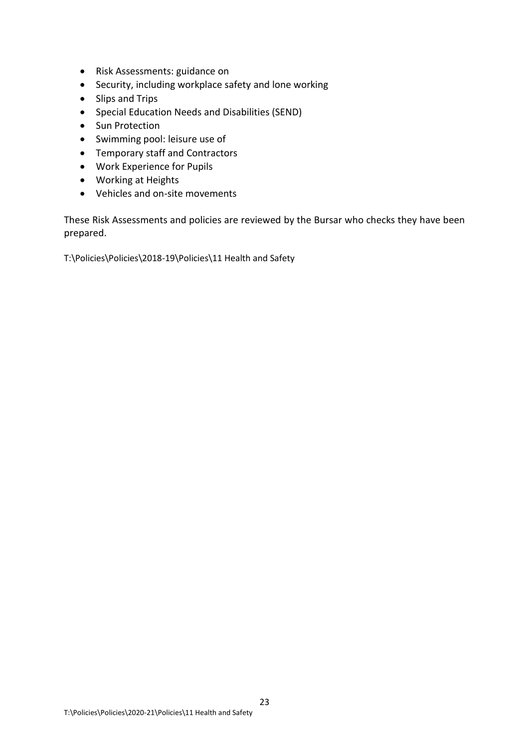- Risk Assessments: guidance on
- Security, including workplace safety and lone working
- Slips and Trips
- Special Education Needs and Disabilities (SEND)
- Sun Protection
- Swimming pool: leisure use of
- Temporary staff and Contractors
- Work Experience for Pupils
- Working at Heights
- Vehicles and on-site movements

These Risk Assessments and policies are reviewed by the Bursar who checks they have been prepared.

T:\Policies\Policies\2018-19\Policies\11 Health and Safety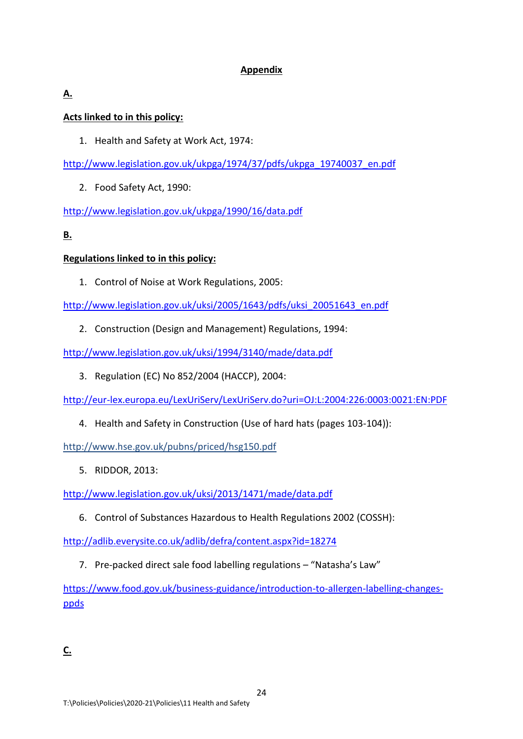# Appendix

## A.

### Acts linked to in this policy:

1. Health and Safety at Work Act, 1974:

http://www.legislation.gov.uk/ukpga/1974/37/pdfs/ukpga_19740037_en.pdf

2. Food Safety Act, 1990:

http://www.legislation.gov.uk/ukpga/1990/16/data.pdf

## B.

### Regulations linked to in this policy:

1. Control of Noise at Work Regulations, 2005:

http://www.legislation.gov.uk/uksi/2005/1643/pdfs/uksi_20051643_en.pdf

2. Construction (Design and Management) Regulations, 1994:

http://www.legislation.gov.uk/uksi/1994/3140/made/data.pdf

3. Regulation (EC) No 852/2004 (HACCP), 2004:

http://eur-lex.europa.eu/LexUriServ/LexUriServ.do?uri=OJ:L:2004:226:0003:0021:EN:PDF

4. Health and Safety in Construction (Use of hard hats (pages 103-104)):

http://www.hse.gov.uk/pubns/priced/hsg150.pdf

5. RIDDOR, 2013:

http://www.legislation.gov.uk/uksi/2013/1471/made/data.pdf

6. Control of Substances Hazardous to Health Regulations 2002 (COSSH):

http://adlib.everysite.co.uk/adlib/defra/content.aspx?id=18274

7. Pre-packed direct sale food labelling regulations – "Natasha's Law"

https://www.food.gov.uk/business-guidance/introduction-to-allergen-labelling-changes-ppds

## C.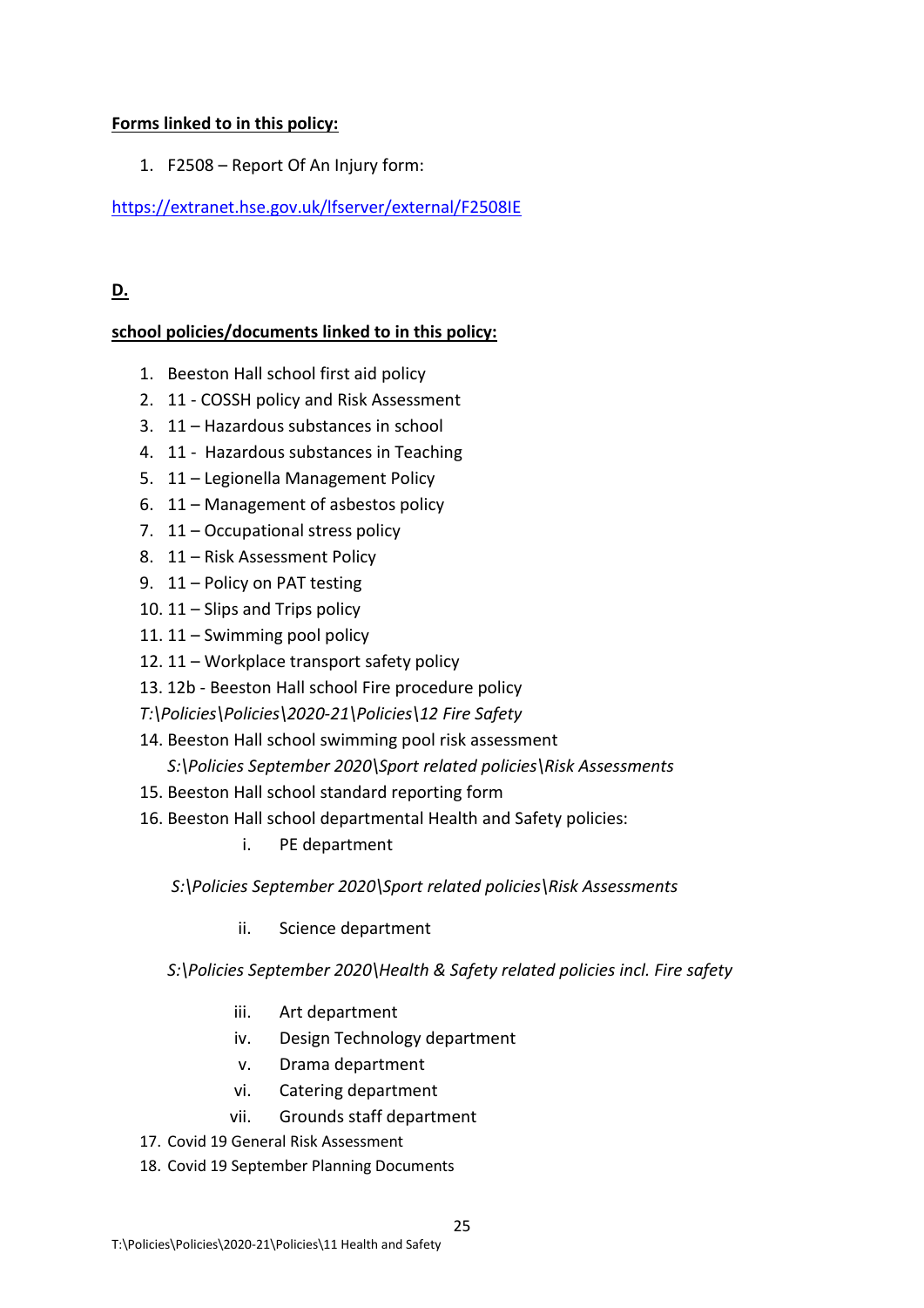**Forms linked to in this policy:**

1. F2508 – Report Of An Injury form:

https://extranet.hse.gov.uk/lfserver/external/F2508IE

**D.**

**school policies/documents linked to in this policy:**

1. Beeston Hall school first aid policy
2. 11 - COSSH policy and Risk Assessment
3. 11 – Hazardous substances in school
4. 11 - Hazardous substances in Teaching
5. 11 – Legionella Management Policy
6. 11 – Management of asbestos policy
7. 11 – Occupational stress policy
8. 11 – Risk Assessment Policy
9. 11 – Policy on PAT testing
10. 11 – Slips and Trips policy
11. 11 – Swimming pool policy
12. 11 – Workplace transport safety policy
13. 12b - Beeston Hall school Fire procedure policy
*T:\Policies\Policies\2020-21\Policies\12 Fire Safety*
14. Beeston Hall school swimming pool risk assessment
*S:\Policies September 2020\Sport related policies\Risk Assessments*
15. Beeston Hall school standard reporting form
16. Beeston Hall school departmental Health and Safety policies:
    i. PE department

    *S:\Policies September 2020\Sport related policies\Risk Assessments*

    ii. Science department

    *S:\Policies September 2020\Health & Safety related policies incl. Fire safety*

    iii. Art department
    iv. Design Technology department
    v. Drama department
    vi. Catering department
    vii. Grounds staff department
17. Covid 19 General Risk Assessment
18. Covid 19 September Planning Documents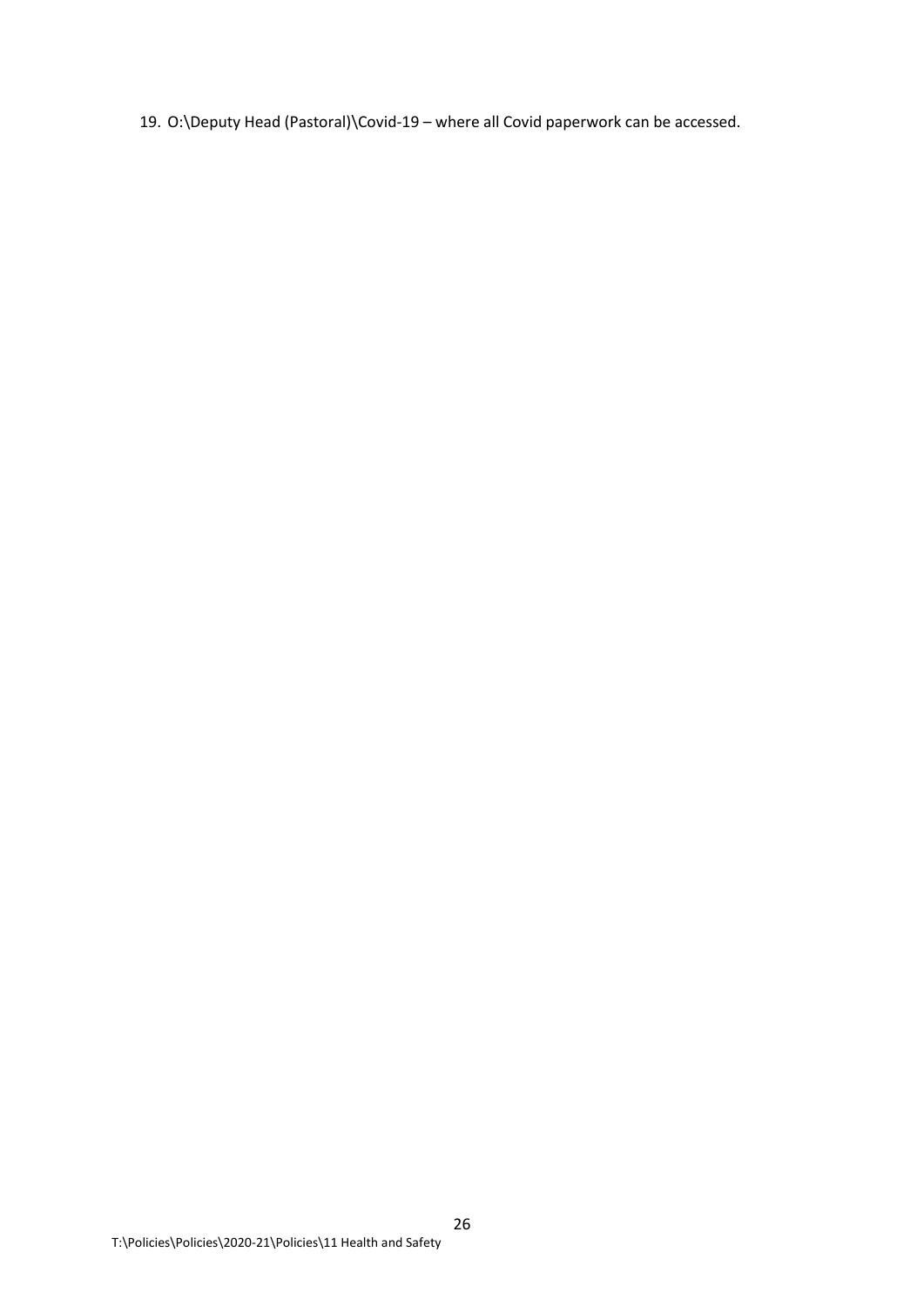19. O:\Deputy Head (Pastoral)\Covid-19 – where all Covid paperwork can be accessed.